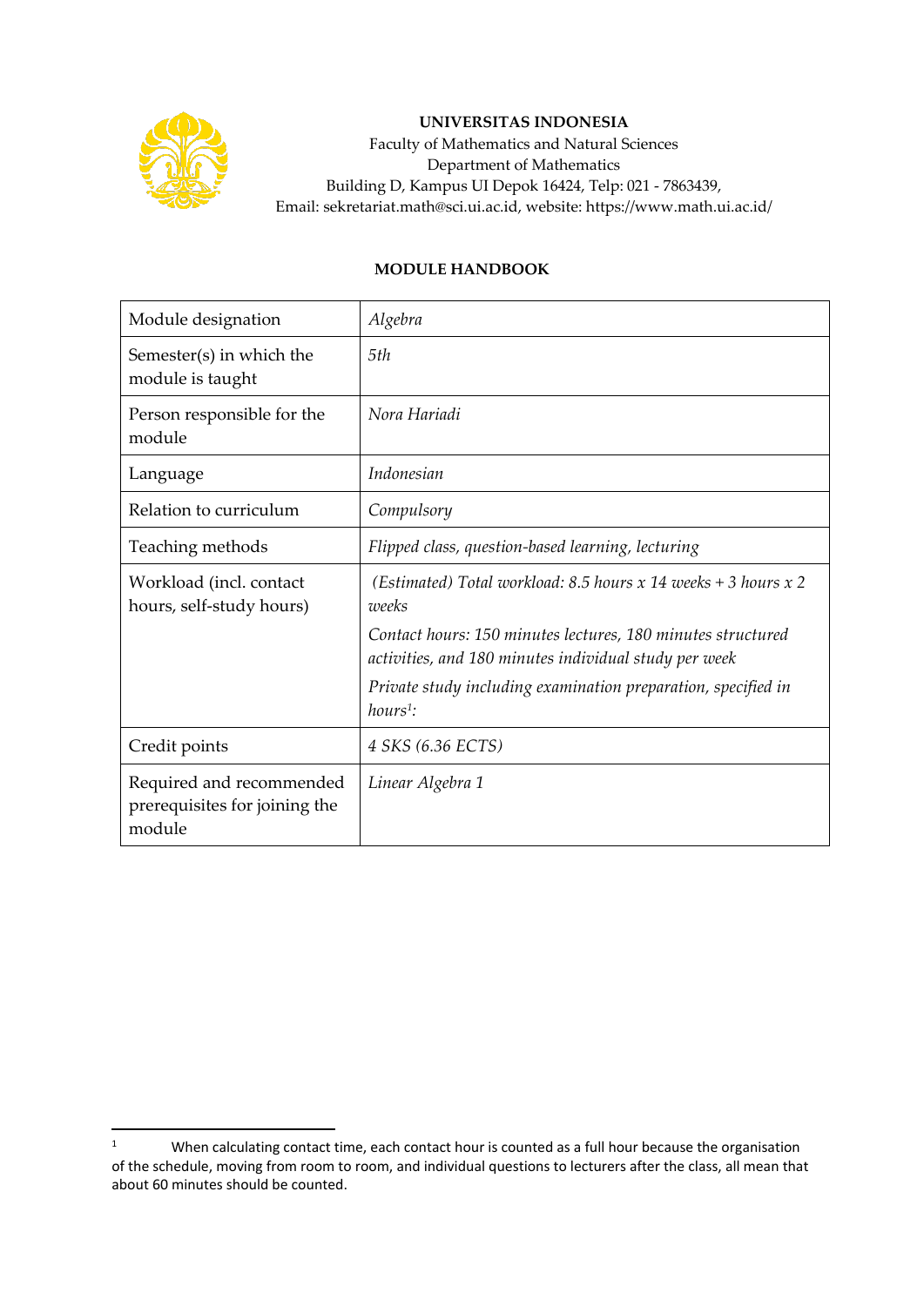**UNIVERSITAS INDONESIA**
Faculty of Mathematics and Natural Sciences
Department of Mathematics
Building D, Kampus UI Depok 16424, Telp: 021 - 7863439,
Email: sekretariat.math@sci.ui.ac.id, website: https://www.math.ui.ac.id/

**MODULE HANDBOOK**

| Module designation | *Algebra* |
|---|---|
| Semester(s) in which the module is taught | *5th* |
| Person responsible for the module | *Nora Hariadi* |
| Language | *Indonesian* |
| Relation to curriculum | *Compulsory* |
| Teaching methods | *Flipped class, question-based learning, lecturing* |
| Workload (incl. contact hours, self-study hours) | *(Estimated) Total workload: 8.5 hours x 14 weeks + 3 hours x 2 weeks*<br>*Contact hours: 150 minutes lectures, 180 minutes structured activities, and 180 minutes individual study per week*<br>*Private study including examination preparation, specified in hours[1]:* |
| Credit points | *4 SKS (6.36 ECTS)* |
| Required and recommended prerequisites for joining the module | *Linear Algebra 1* |

[1] When calculating contact time, each contact hour is counted as a full hour because the organisation of the schedule, moving from room to room, and individual questions to lecturers after the class, all mean that about 60 minutes should be counted.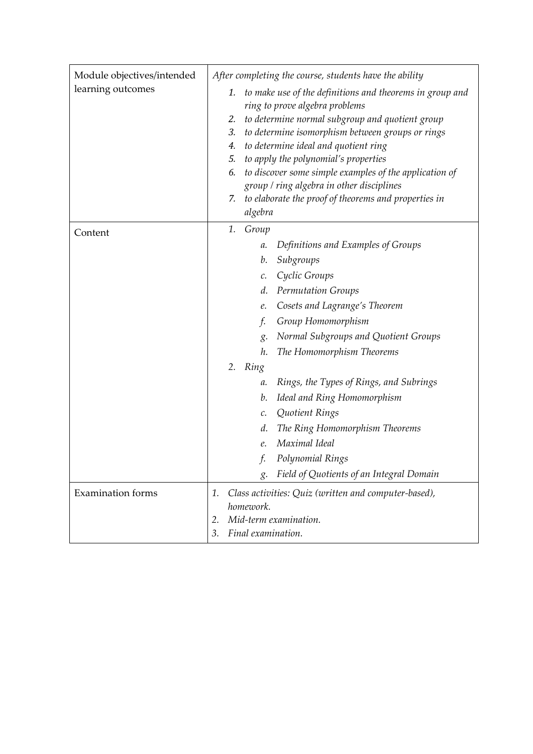| | |
|---|---|
| Module objectives/intended learning outcomes | *After completing the course, students have the ability*<br>1. *to make use of the definitions and theorems in group and ring to prove algebra problems*<br>2. *to determine normal subgroup and quotient group*<br>3. *to determine isomorphism between groups or rings*<br>4. *to determine ideal and quotient ring*<br>5. *to apply the polynomial's properties*<br>6. *to discover some simple examples of the application of group / ring algebra in other disciplines*<br>7. *to elaborate the proof of theorems and properties in algebra* |
| Content | 1. *Group*<br>a. *Definitions and Examples of Groups*<br>b. *Subgroups*<br>c. *Cyclic Groups*<br>d. *Permutation Groups*<br>e. *Cosets and Lagrange's Theorem*<br>f. *Group Homomorphism*<br>g. *Normal Subgroups and Quotient Groups*<br>h. *The Homomorphism Theorems*<br>2. *Ring*<br>a. *Rings, the Types of Rings, and Subrings*<br>b. *Ideal and Ring Homomorphism*<br>c. *Quotient Rings*<br>d. *The Ring Homomorphism Theorems*<br>e. *Maximal Ideal*<br>f. *Polynomial Rings*<br>g. *Field of Quotients of an Integral Domain* |
| Examination forms | 1. *Class activities: Quiz (written and computer-based), homework.*<br>2. *Mid-term examination.*<br>3. *Final examination.* |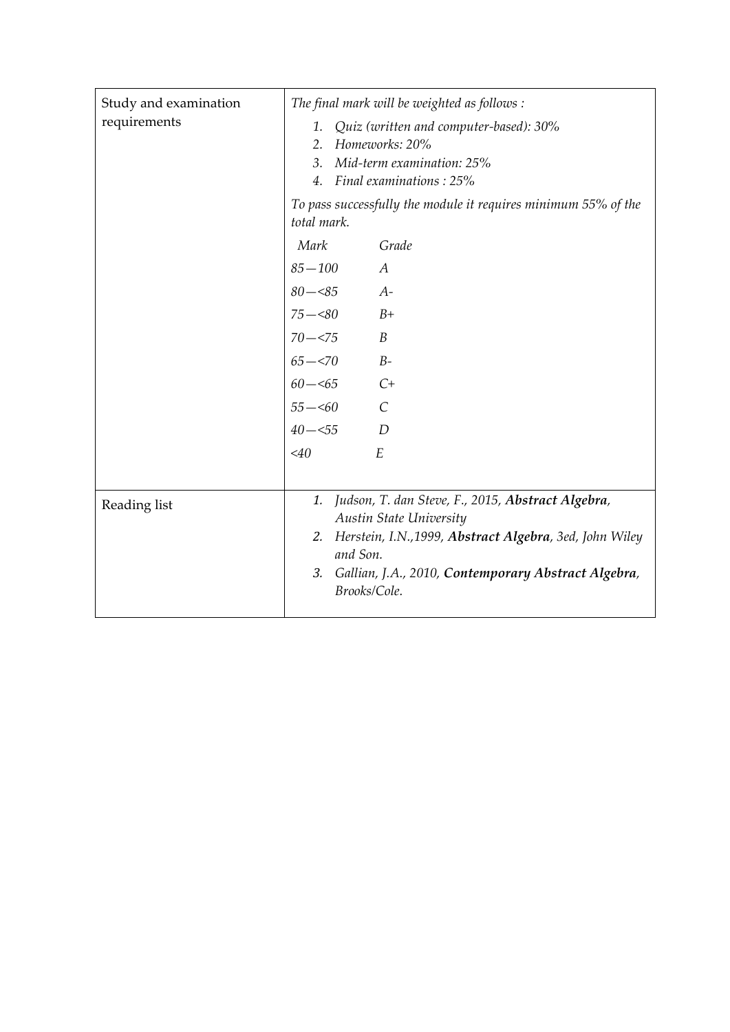| | |
|---|---|
| Study and examination requirements | *The final mark will be weighted as follows :*<br>1. *Quiz (written and computer-based): 30%*<br>2. *Homeworks: 20%*<br>3. *Mid-term examination: 25%*<br>4. *Final examinations : 25%*<br><br>*To pass successfully the module it requires minimum 55% of the total mark.*<br><br>*Mark* — *Grade*<br>*85—100* — *A*<br>*80—<85* — *A-*<br>*75—<80* — *B+*<br>*70—<75* — *B*<br>*65—<70* — *B-*<br>*60—<65* — *C+*<br>*55—<60* — *C*<br>*40—<55* — *D*<br>*<40* — *E* |
| Reading list | 1. *Judson, T. dan Steve, F., 2015,* ***Abstract Algebra****, Austin State University*<br>2. *Herstein, I.N.,1999,* ***Abstract Algebra****, 3ed, John Wiley and Son.*<br>3. *Gallian, J.A., 2010,* ***Contemporary Abstract Algebra****, Brooks/Cole.* |